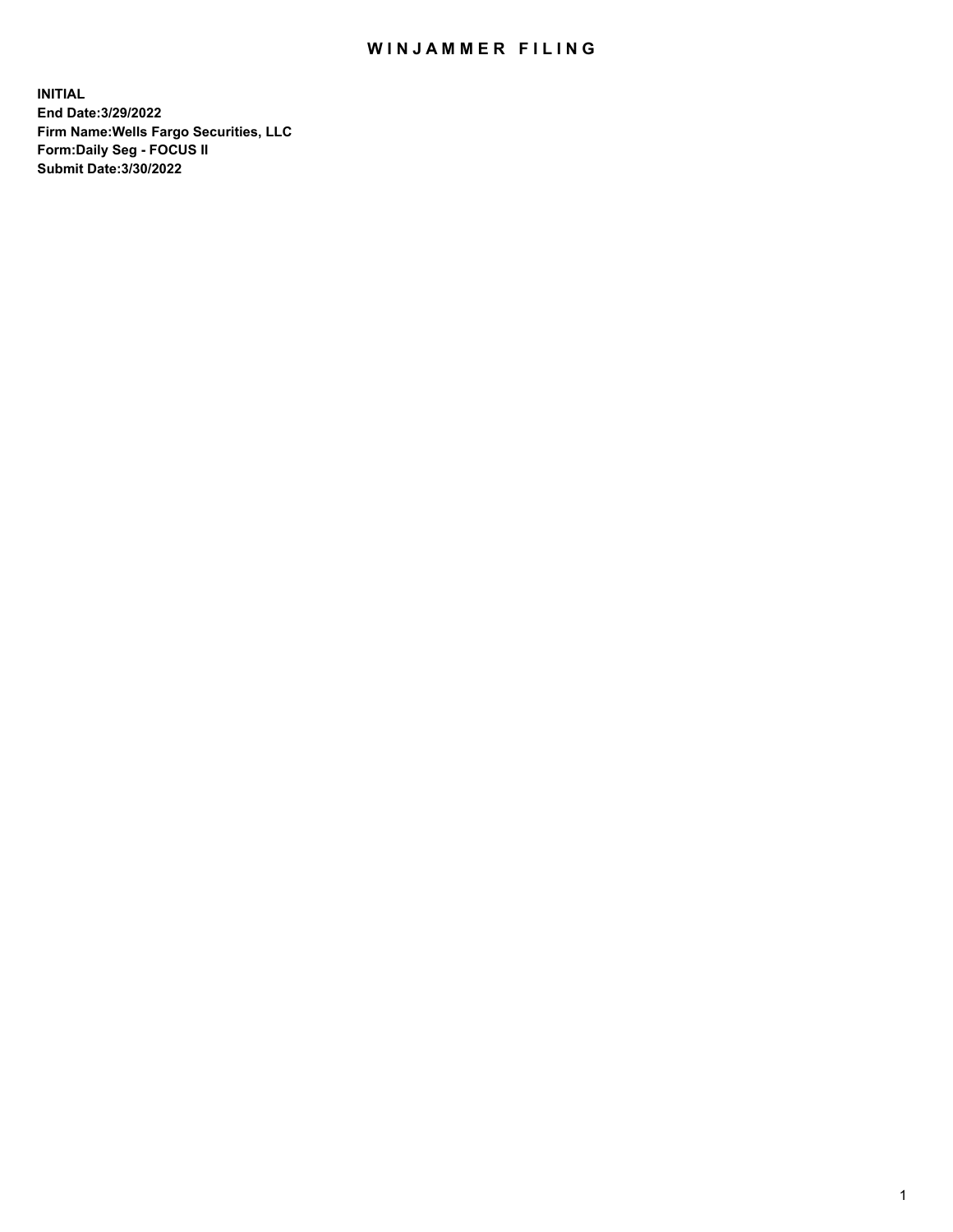# WINJAMMER FILING

**INITIAL**
**End Date:3/29/2022**
**Firm Name:Wells Fargo Securities, LLC**
**Form:Daily Seg - FOCUS II**
**Submit Date:3/30/2022**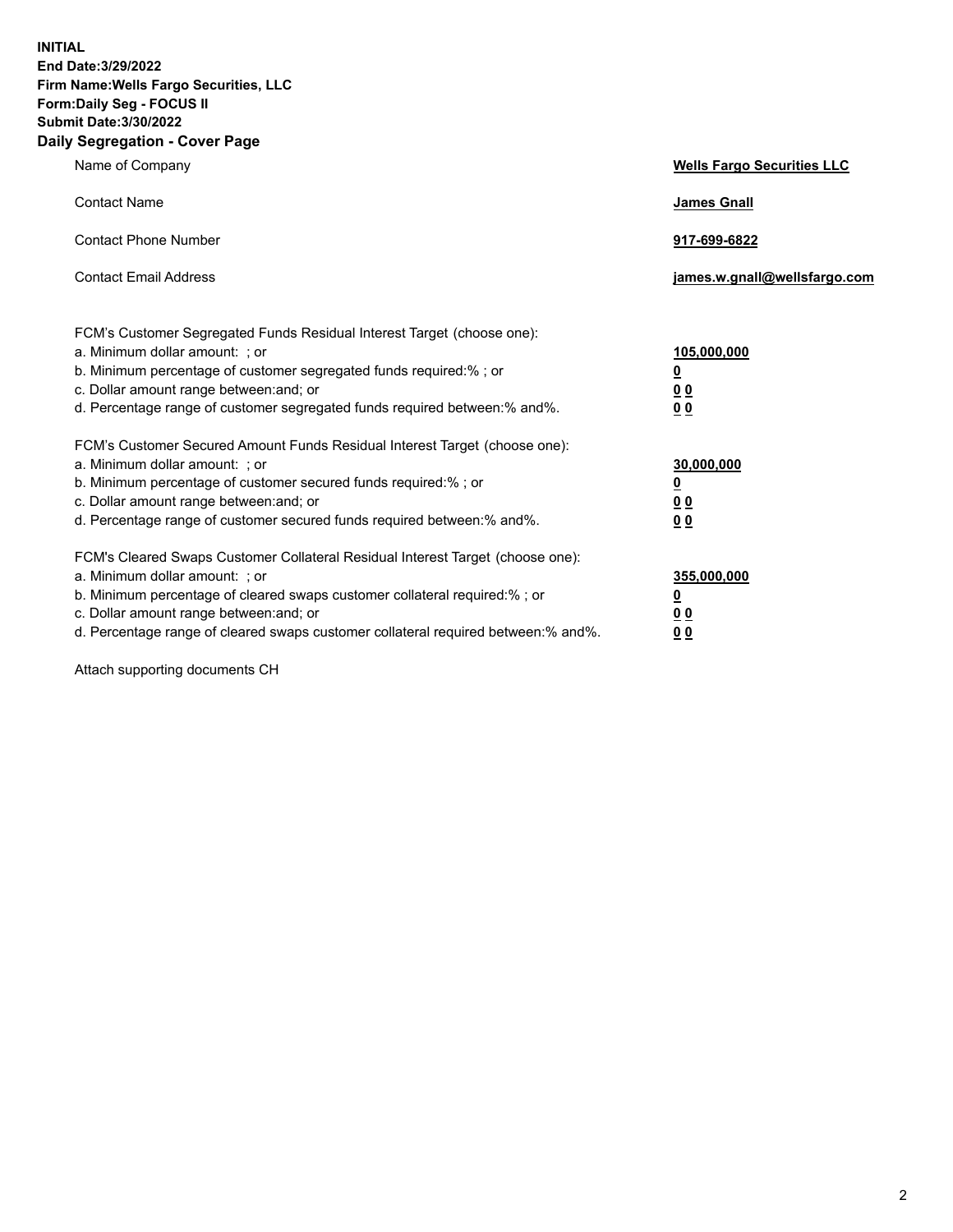**INITIAL**
**End Date:3/29/2022**
**Firm Name:Wells Fargo Securities, LLC**
**Form:Daily Seg - FOCUS II**
**Submit Date:3/30/2022**

## Daily Segregation - Cover Page

| | |
|---|---|
| Name of Company | **Wells Fargo Securities LLC** |
| Contact Name | **James Gnall** |
| Contact Phone Number | **917-699-6822** |
| Contact Email Address | **james.w.gnall@wellsfargo.com** |

| | |
|---|---|
| FCM's Customer Segregated Funds Residual Interest Target (choose one): | |
| a. Minimum dollar amount: ; or | **105,000,000** |
| b. Minimum percentage of customer segregated funds required:% ; or | **0** |
| c. Dollar amount range between:and; or | **0 0** |
| d. Percentage range of customer segregated funds required between:% and%. | **0 0** |
| FCM's Customer Secured Amount Funds Residual Interest Target (choose one): | |
| a. Minimum dollar amount: ; or | **30,000,000** |
| b. Minimum percentage of customer secured funds required:% ; or | **0** |
| c. Dollar amount range between:and; or | **0 0** |
| d. Percentage range of customer secured funds required between:% and%. | **0 0** |
| FCM's Cleared Swaps Customer Collateral Residual Interest Target (choose one): | |
| a. Minimum dollar amount: ; or | **355,000,000** |
| b. Minimum percentage of cleared swaps customer collateral required:% ; or | **0** |
| c. Dollar amount range between:and; or | **0 0** |
| d. Percentage range of cleared swaps customer collateral required between:% and%. | **0 0** |

Attach supporting documents CH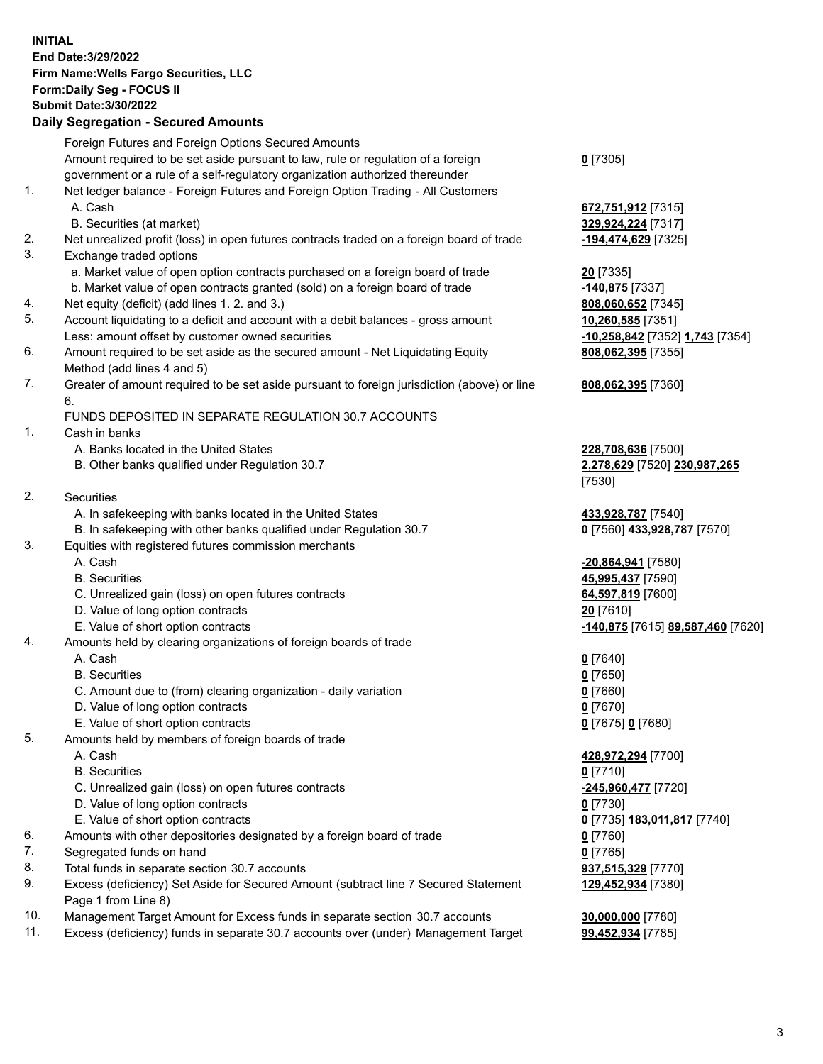**INITIAL**
**End Date:3/29/2022**
**Firm Name:Wells Fargo Securities, LLC**
**Form:Daily Seg - FOCUS II**
**Submit Date:3/30/2022**

## Daily Segregation - Secured Amounts

| | | |
|---|---|---|
| | Foreign Futures and Foreign Options Secured Amounts | |
| | Amount required to be set aside pursuant to law, rule or regulation of a foreign government or a rule of a self-regulatory organization authorized thereunder | **0** [7305] |
| 1. | Net ledger balance - Foreign Futures and Foreign Option Trading - All Customers | |
| | A. Cash | **672,751,912** [7315] |
| | B. Securities (at market) | **329,924,224** [7317] |
| 2. | Net unrealized profit (loss) in open futures contracts traded on a foreign board of trade | **-194,474,629** [7325] |
| 3. | Exchange traded options | |
| | a. Market value of open option contracts purchased on a foreign board of trade | **20** [7335] |
| | b. Market value of open contracts granted (sold) on a foreign board of trade | **-140,875** [7337] |
| 4. | Net equity (deficit) (add lines 1. 2. and 3.) | **808,060,652** [7345] |
| 5. | Account liquidating to a deficit and account with a debit balances - gross amount | **10,260,585** [7351] |
| | Less: amount offset by customer owned securities | **-10,258,842** [7352] **1,743** [7354] |
| 6. | Amount required to be set aside as the secured amount - Net Liquidating Equity Method (add lines 4 and 5) | **808,062,395** [7355] |
| 7. | Greater of amount required to be set aside pursuant to foreign jurisdiction (above) or line 6. | **808,062,395** [7360] |
| | FUNDS DEPOSITED IN SEPARATE REGULATION 30.7 ACCOUNTS | |
| 1. | Cash in banks | |
| | A. Banks located in the United States | **228,708,636** [7500] |
| | B. Other banks qualified under Regulation 30.7 | **2,278,629** [7520] **230,987,265** [7530] |
| 2. | Securities | |
| | A. In safekeeping with banks located in the United States | **433,928,787** [7540] |
| | B. In safekeeping with other banks qualified under Regulation 30.7 | **0** [7560] **433,928,787** [7570] |
| 3. | Equities with registered futures commission merchants | |
| | A. Cash | **-20,864,941** [7580] |
| | B. Securities | **45,995,437** [7590] |
| | C. Unrealized gain (loss) on open futures contracts | **64,597,819** [7600] |
| | D. Value of long option contracts | **20** [7610] |
| | E. Value of short option contracts | **-140,875** [7615] **89,587,460** [7620] |
| 4. | Amounts held by clearing organizations of foreign boards of trade | |
| | A. Cash | **0** [7640] |
| | B. Securities | **0** [7650] |
| | C. Amount due to (from) clearing organization - daily variation | **0** [7660] |
| | D. Value of long option contracts | **0** [7670] |
| | E. Value of short option contracts | **0** [7675] **0** [7680] |
| 5. | Amounts held by members of foreign boards of trade | |
| | A. Cash | **428,972,294** [7700] |
| | B. Securities | **0** [7710] |
| | C. Unrealized gain (loss) on open futures contracts | **-245,960,477** [7720] |
| | D. Value of long option contracts | **0** [7730] |
| | E. Value of short option contracts | **0** [7735] **183,011,817** [7740] |
| 6. | Amounts with other depositories designated by a foreign board of trade | **0** [7760] |
| 7. | Segregated funds on hand | **0** [7765] |
| 8. | Total funds in separate section 30.7 accounts | **937,515,329** [7770] |
| 9. | Excess (deficiency) Set Aside for Secured Amount (subtract line 7 Secured Statement Page 1 from Line 8) | **129,452,934** [7380] |
| 10. | Management Target Amount for Excess funds in separate section 30.7 accounts | **30,000,000** [7780] |
| 11. | Excess (deficiency) funds in separate 30.7 accounts over (under) Management Target | **99,452,934** [7785] |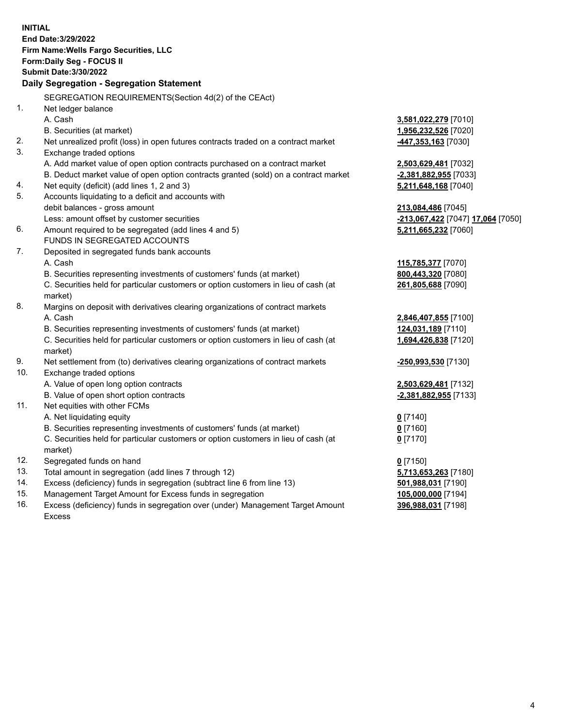**INITIAL**
**End Date:3/29/2022**
**Firm Name:Wells Fargo Securities, LLC**
**Form:Daily Seg - FOCUS II**
**Submit Date:3/30/2022**

### Daily Segregation - Segregation Statement

| | | |
|---|---|---|
| | SEGREGATION REQUIREMENTS(Section 4d(2) of the CEAct) | |
| 1. | Net ledger balance | |
| | A. Cash | **3,581,022,279** [7010] |
| | B. Securities (at market) | **1,956,232,526** [7020] |
| 2. | Net unrealized profit (loss) in open futures contracts traded on a contract market | **-447,353,163** [7030] |
| 3. | Exchange traded options | |
| | A. Add market value of open option contracts purchased on a contract market | **2,503,629,481** [7032] |
| | B. Deduct market value of open option contracts granted (sold) on a contract market | **-2,381,882,955** [7033] |
| 4. | Net equity (deficit) (add lines 1, 2 and 3) | **5,211,648,168** [7040] |
| 5. | Accounts liquidating to a deficit and accounts with | |
| | debit balances - gross amount | **213,084,486** [7045] |
| | Less: amount offset by customer securities | **-213,067,422** [7047] **17,064** [7050] |
| 6. | Amount required to be segregated (add lines 4 and 5) | **5,211,665,232** [7060] |
| | FUNDS IN SEGREGATED ACCOUNTS | |
| 7. | Deposited in segregated funds bank accounts | |
| | A. Cash | **115,785,377** [7070] |
| | B. Securities representing investments of customers' funds (at market) | **800,443,320** [7080] |
| | C. Securities held for particular customers or option customers in lieu of cash (at market) | **261,805,688** [7090] |
| 8. | Margins on deposit with derivatives clearing organizations of contract markets | |
| | A. Cash | **2,846,407,855** [7100] |
| | B. Securities representing investments of customers' funds (at market) | **124,031,189** [7110] |
| | C. Securities held for particular customers or option customers in lieu of cash (at market) | **1,694,426,838** [7120] |
| 9. | Net settlement from (to) derivatives clearing organizations of contract markets | **-250,993,530** [7130] |
| 10. | Exchange traded options | |
| | A. Value of open long option contracts | **2,503,629,481** [7132] |
| | B. Value of open short option contracts | **-2,381,882,955** [7133] |
| 11. | Net equities with other FCMs | |
| | A. Net liquidating equity | **0** [7140] |
| | B. Securities representing investments of customers' funds (at market) | **0** [7160] |
| | C. Securities held for particular customers or option customers in lieu of cash (at market) | **0** [7170] |
| 12. | Segregated funds on hand | **0** [7150] |
| 13. | Total amount in segregation (add lines 7 through 12) | **5,713,653,263** [7180] |
| 14. | Excess (deficiency) funds in segregation (subtract line 6 from line 13) | **501,988,031** [7190] |
| 15. | Management Target Amount for Excess funds in segregation | **105,000,000** [7194] |
| 16. | Excess (deficiency) funds in segregation over (under) Management Target Amount Excess | **396,988,031** [7198] |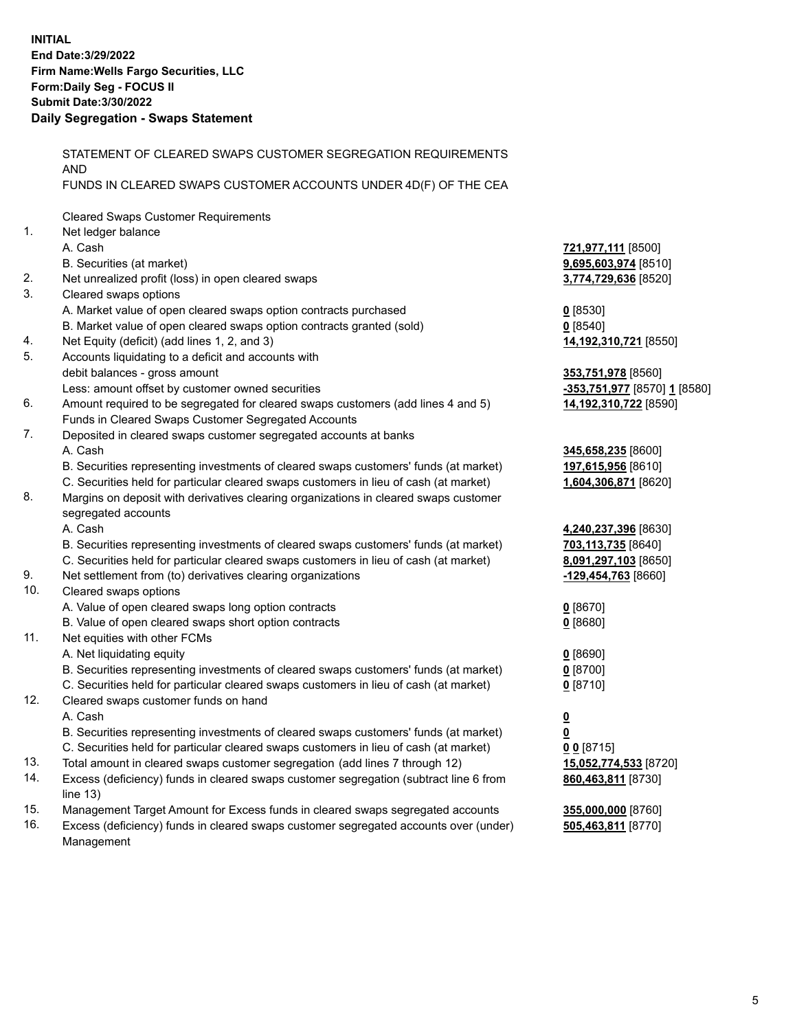**INITIAL**
**End Date:3/29/2022**
**Firm Name:Wells Fargo Securities, LLC**
**Form:Daily Seg - FOCUS II**
**Submit Date:3/30/2022**
**Daily Segregation - Swaps Statement**

STATEMENT OF CLEARED SWAPS CUSTOMER SEGREGATION REQUIREMENTS AND
FUNDS IN CLEARED SWAPS CUSTOMER ACCOUNTS UNDER 4D(F) OF THE CEA

| | | |
|---|---|---|
| | Cleared Swaps Customer Requirements | |
| 1. | Net ledger balance | |
| | A. Cash | **721,977,111** [8500] |
| | B. Securities (at market) | **9,695,603,974** [8510] |
| 2. | Net unrealized profit (loss) in open cleared swaps | **3,774,729,636** [8520] |
| 3. | Cleared swaps options | |
| | A. Market value of open cleared swaps option contracts purchased | **0** [8530] |
| | B. Market value of open cleared swaps option contracts granted (sold) | **0** [8540] |
| 4. | Net Equity (deficit) (add lines 1, 2, and 3) | **14,192,310,721** [8550] |
| 5. | Accounts liquidating to a deficit and accounts with debit balances - gross amount | **353,751,978** [8560] |
| | Less: amount offset by customer owned securities | **-353,751,977** [8570] **1** [8580] |
| 6. | Amount required to be segregated for cleared swaps customers (add lines 4 and 5) | **14,192,310,722** [8590] |
| | Funds in Cleared Swaps Customer Segregated Accounts | |
| 7. | Deposited in cleared swaps customer segregated accounts at banks | |
| | A. Cash | **345,658,235** [8600] |
| | B. Securities representing investments of cleared swaps customers' funds (at market) | **197,615,956** [8610] |
| | C. Securities held for particular cleared swaps customers in lieu of cash (at market) | **1,604,306,871** [8620] |
| 8. | Margins on deposit with derivatives clearing organizations in cleared swaps customer segregated accounts | |
| | A. Cash | **4,240,237,396** [8630] |
| | B. Securities representing investments of cleared swaps customers' funds (at market) | **703,113,735** [8640] |
| | C. Securities held for particular cleared swaps customers in lieu of cash (at market) | **8,091,297,103** [8650] |
| 9. | Net settlement from (to) derivatives clearing organizations | **-129,454,763** [8660] |
| 10. | Cleared swaps options | |
| | A. Value of open cleared swaps long option contracts | **0** [8670] |
| | B. Value of open cleared swaps short option contracts | **0** [8680] |
| 11. | Net equities with other FCMs | |
| | A. Net liquidating equity | **0** [8690] |
| | B. Securities representing investments of cleared swaps customers' funds (at market) | **0** [8700] |
| | C. Securities held for particular cleared swaps customers in lieu of cash (at market) | **0** [8710] |
| 12. | Cleared swaps customer funds on hand | |
| | A. Cash | **0** |
| | B. Securities representing investments of cleared swaps customers' funds (at market) | **0** |
| | C. Securities held for particular cleared swaps customers in lieu of cash (at market) | **0** **0** [8715] |
| 13. | Total amount in cleared swaps customer segregation (add lines 7 through 12) | **15,052,774,533** [8720] |
| 14. | Excess (deficiency) funds in cleared swaps customer segregation (subtract line 6 from line 13) | **860,463,811** [8730] |
| 15. | Management Target Amount for Excess funds in cleared swaps segregated accounts | **355,000,000** [8760] |
| 16. | Excess (deficiency) funds in cleared swaps customer segregated accounts over (under) Management | **505,463,811** [8770] |